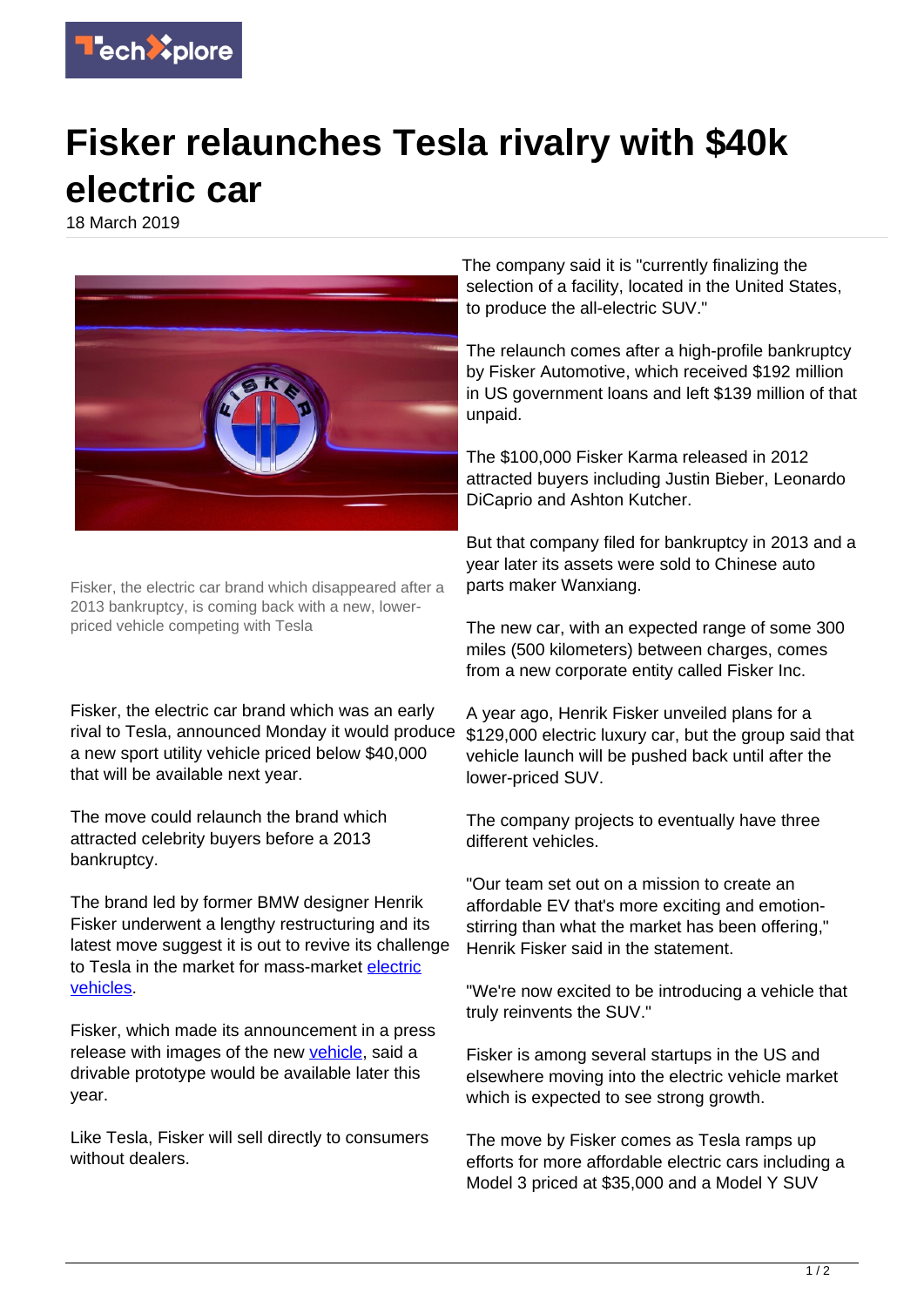# Fisker relaunches Tesla rivalry with $40k electric car

18 March 2019

Fisker, the electric car brand which disappeared after a 2013 bankruptcy, is coming back with a new, lower-priced vehicle competing with Tesla

Fisker, the electric car brand which was an early rival to Tesla, announced Monday it would produce a new sport utility vehicle priced below $40,000 that will be available next year.

The move could relaunch the brand which attracted celebrity buyers before a 2013 bankruptcy.

The brand led by former BMW designer Henrik Fisker underwent a lengthy restructuring and its latest move suggest it is out to revive its challenge to Tesla in the market for mass-market electric vehicles.

Fisker, which made its announcement in a press release with images of the new vehicle, said a drivable prototype would be available later this year.

Like Tesla, Fisker will sell directly to consumers without dealers.

The company said it is "currently finalizing the selection of a facility, located in the United States, to produce the all-electric SUV."

The relaunch comes after a high-profile bankruptcy by Fisker Automotive, which received $192 million in US government loans and left $139 million of that unpaid.

The $100,000 Fisker Karma released in 2012 attracted buyers including Justin Bieber, Leonardo DiCaprio and Ashton Kutcher.

But that company filed for bankruptcy in 2013 and a year later its assets were sold to Chinese auto parts maker Wanxiang.

The new car, with an expected range of some 300 miles (500 kilometers) between charges, comes from a new corporate entity called Fisker Inc.

A year ago, Henrik Fisker unveiled plans for a $129,000 electric luxury car, but the group said that vehicle launch will be pushed back until after the lower-priced SUV.

The company projects to eventually have three different vehicles.

"Our team set out on a mission to create an affordable EV that's more exciting and emotion-stirring than what the market has been offering," Henrik Fisker said in the statement.

"We're now excited to be introducing a vehicle that truly reinvents the SUV."

Fisker is among several startups in the US and elsewhere moving into the electric vehicle market which is expected to see strong growth.

The move by Fisker comes as Tesla ramps up efforts for more affordable electric cars including a Model 3 priced at $35,000 and a Model Y SUV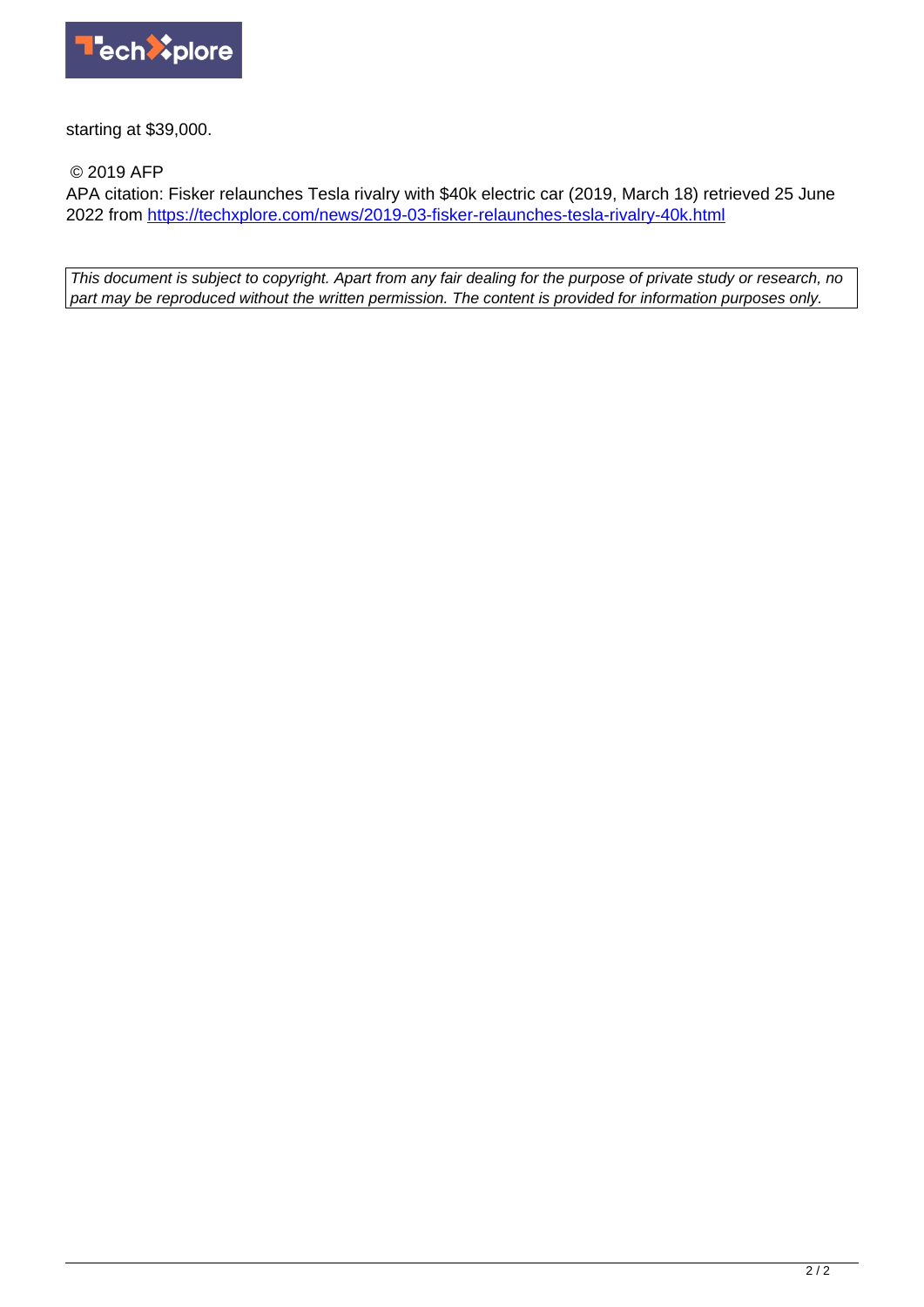starting at $39,000.

© 2019 AFP

APA citation: Fisker relaunches Tesla rivalry with $40k electric car (2019, March 18) retrieved 25 June 2022 from https://techxplore.com/news/2019-03-fisker-relaunches-tesla-rivalry-40k.html

*This document is subject to copyright. Apart from any fair dealing for the purpose of private study or research, no part may be reproduced without the written permission. The content is provided for information purposes only.*